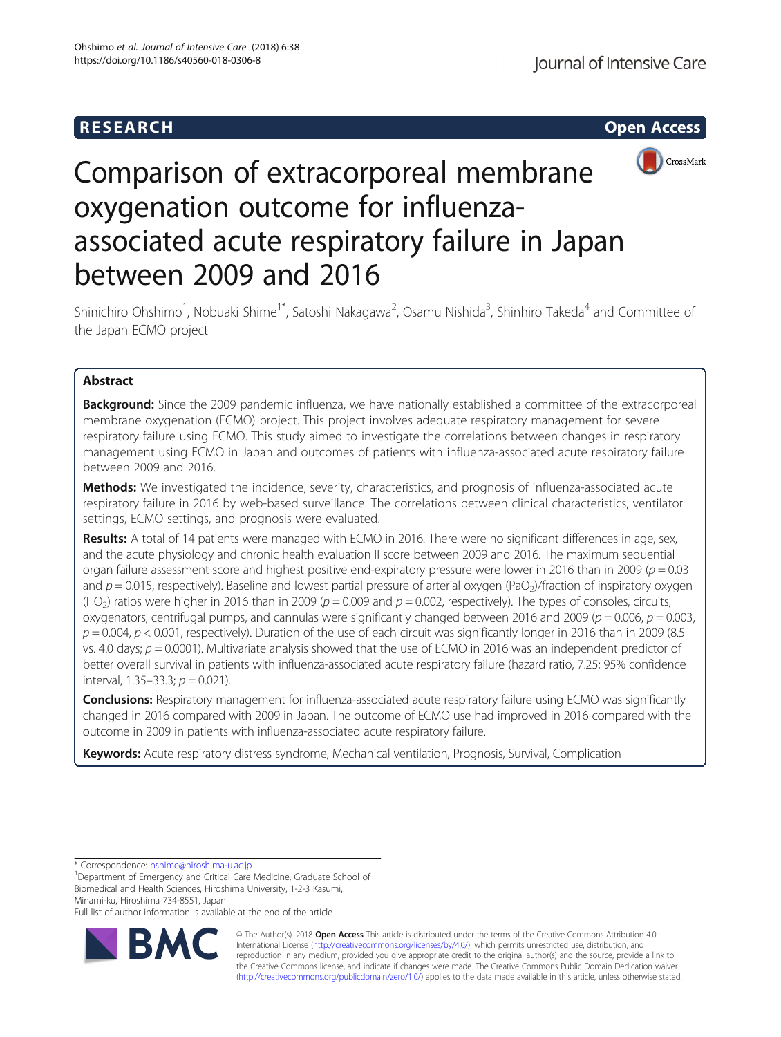RESEARCH Open Access

# Comparison of extracorporeal membrane oxygenation outcome for influenza-associated acute respiratory failure in Japan between 2009 and 2016

Shinichiro Ohshimo[1], Nobuaki Shime[1*], Satoshi Nakagawa[2], Osamu Nishida[3], Shinhiro Takeda[4] and Committee of the Japan ECMO project

## Abstract

**Background:** Since the 2009 pandemic influenza, we have nationally established a committee of the extracorporeal membrane oxygenation (ECMO) project. This project involves adequate respiratory management for severe respiratory failure using ECMO. This study aimed to investigate the correlations between changes in respiratory management using ECMO in Japan and outcomes of patients with influenza-associated acute respiratory failure between 2009 and 2016.

**Methods:** We investigated the incidence, severity, characteristics, and prognosis of influenza-associated acute respiratory failure in 2016 by web-based surveillance. The correlations between clinical characteristics, ventilator settings, ECMO settings, and prognosis were evaluated.

**Results:** A total of 14 patients were managed with ECMO in 2016. There were no significant differences in age, sex, and the acute physiology and chronic health evaluation II score between 2009 and 2016. The maximum sequential organ failure assessment score and highest positive end-expiratory pressure were lower in 2016 than in 2009 ($p = 0.03$ and $p = 0.015$, respectively). Baseline and lowest partial pressure of arterial oxygen ($PaO_2$)/fraction of inspiratory oxygen ($F_IO_2$) ratios were higher in 2016 than in 2009 ($p = 0.009$ and $p = 0.002$, respectively). The types of consoles, circuits, oxygenators, centrifugal pumps, and cannulas were significantly changed between 2016 and 2009 ($p = 0.006$, $p = 0.003$, $p = 0.004$, $p < 0.001$, respectively). Duration of the use of each circuit was significantly longer in 2016 than in 2009 (8.5 vs. 4.0 days; $p = 0.0001$). Multivariate analysis showed that the use of ECMO in 2016 was an independent predictor of better overall survival in patients with influenza-associated acute respiratory failure (hazard ratio, 7.25; 95% confidence interval, 1.35–33.3; $p = 0.021$).

**Conclusions:** Respiratory management for influenza-associated acute respiratory failure using ECMO was significantly changed in 2016 compared with 2009 in Japan. The outcome of ECMO use had improved in 2016 compared with the outcome in 2009 in patients with influenza-associated acute respiratory failure.

**Keywords:** Acute respiratory distress syndrome, Mechanical ventilation, Prognosis, Survival, Complication

\* Correspondence: nshime@hiroshima-u.ac.jp
[1]Department of Emergency and Critical Care Medicine, Graduate School of Biomedical and Health Sciences, Hiroshima University, 1-2-3 Kasumi, Minami-ku, Hiroshima 734-8551, Japan
Full list of author information is available at the end of the article

© The Author(s). 2018 **Open Access** This article is distributed under the terms of the Creative Commons Attribution 4.0 International License (http://creativecommons.org/licenses/by/4.0/), which permits unrestricted use, distribution, and reproduction in any medium, provided you give appropriate credit to the original author(s) and the source, provide a link to the Creative Commons license, and indicate if changes were made. The Creative Commons Public Domain Dedication waiver (http://creativecommons.org/publicdomain/zero/1.0/) applies to the data made available in this article, unless otherwise stated.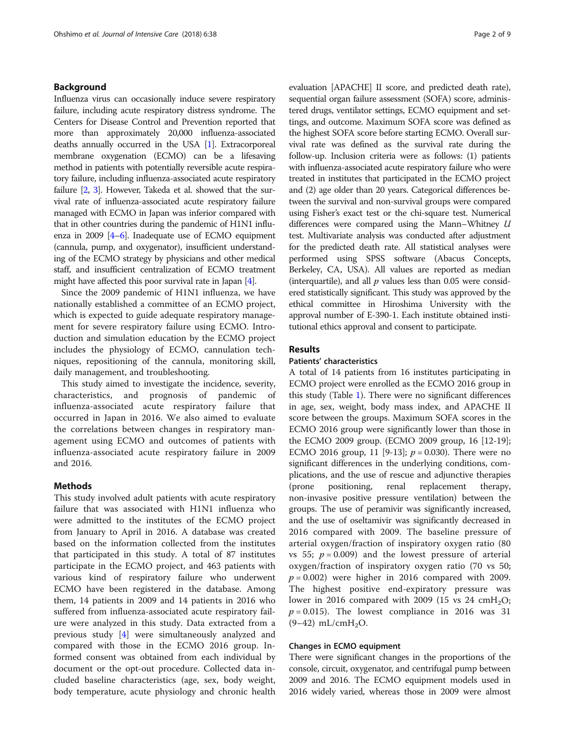## Background

Influenza virus can occasionally induce severe respiratory failure, including acute respiratory distress syndrome. The Centers for Disease Control and Prevention reported that more than approximately 20,000 influenza-associated deaths annually occurred in the USA [1]. Extracorporeal membrane oxygenation (ECMO) can be a lifesaving method in patients with potentially reversible acute respiratory failure, including influenza-associated acute respiratory failure [2, 3]. However, Takeda et al. showed that the survival rate of influenza-associated acute respiratory failure managed with ECMO in Japan was inferior compared with that in other countries during the pandemic of H1N1 influenza in 2009 [4–6]. Inadequate use of ECMO equipment (cannula, pump, and oxygenator), insufficient understanding of the ECMO strategy by physicians and other medical staff, and insufficient centralization of ECMO treatment might have affected this poor survival rate in Japan [4].

Since the 2009 pandemic of H1N1 influenza, we have nationally established a committee of an ECMO project, which is expected to guide adequate respiratory management for severe respiratory failure using ECMO. Introduction and simulation education by the ECMO project includes the physiology of ECMO, cannulation techniques, repositioning of the cannula, monitoring skill, daily management, and troubleshooting.

This study aimed to investigate the incidence, severity, characteristics, and prognosis of pandemic of influenza-associated acute respiratory failure that occurred in Japan in 2016. We also aimed to evaluate the correlations between changes in respiratory management using ECMO and outcomes of patients with influenza-associated acute respiratory failure in 2009 and 2016.

## Methods

This study involved adult patients with acute respiratory failure that was associated with H1N1 influenza who were admitted to the institutes of the ECMO project from January to April in 2016. A database was created based on the information collected from the institutes that participated in this study. A total of 87 institutes participate in the ECMO project, and 463 patients with various kind of respiratory failure who underwent ECMO have been registered in the database. Among them, 14 patients in 2009 and 14 patients in 2016 who suffered from influenza-associated acute respiratory failure were analyzed in this study. Data extracted from a previous study [4] were simultaneously analyzed and compared with those in the ECMO 2016 group. Informed consent was obtained from each individual by document or the opt-out procedure. Collected data included baseline characteristics (age, sex, body weight, body temperature, acute physiology and chronic health evaluation [APACHE] II score, and predicted death rate), sequential organ failure assessment (SOFA) score, administered drugs, ventilator settings, ECMO equipment and settings, and outcome. Maximum SOFA score was defined as the highest SOFA score before starting ECMO. Overall survival rate was defined as the survival rate during the follow-up. Inclusion criteria were as follows: (1) patients with influenza-associated acute respiratory failure who were treated in institutes that participated in the ECMO project and (2) age older than 20 years. Categorical differences between the survival and non-survival groups were compared using Fisher's exact test or the chi-square test. Numerical differences were compared using the Mann–Whitney $U$ test. Multivariate analysis was conducted after adjustment for the predicted death rate. All statistical analyses were performed using SPSS software (Abacus Concepts, Berkeley, CA, USA). All values are reported as median (interquartile), and all $p$ values less than 0.05 were considered statistically significant. This study was approved by the ethical committee in Hiroshima University with the approval number of E-390-1. Each institute obtained institutional ethics approval and consent to participate.

## Results

### Patients' characteristics

A total of 14 patients from 16 institutes participating in ECMO project were enrolled as the ECMO 2016 group in this study (Table 1). There were no significant differences in age, sex, weight, body mass index, and APACHE II score between the groups. Maximum SOFA scores in the ECMO 2016 group were significantly lower than those in the ECMO 2009 group. (ECMO 2009 group, 16 [12-19]; ECMO 2016 group, 11 [9-13]; $p = 0.030$). There were no significant differences in the underlying conditions, complications, and the use of rescue and adjunctive therapies (prone positioning, renal replacement therapy, non-invasive positive pressure ventilation) between the groups. The use of peramivir was significantly increased, and the use of oseltamivir was significantly decreased in 2016 compared with 2009. The baseline pressure of arterial oxygen/fraction of inspiratory oxygen ratio (80 vs 55; $p = 0.009$) and the lowest pressure of arterial oxygen/fraction of inspiratory oxygen ratio (70 vs 50; $p = 0.002$) were higher in 2016 compared with 2009. The highest positive end-expiratory pressure was lower in 2016 compared with 2009 (15 vs 24 $cmH_2O$; $p = 0.015$). The lowest compliance in 2016 was 31 (9–42) $mL/cmH_2O$.

### Changes in ECMO equipment

There were significant changes in the proportions of the console, circuit, oxygenator, and centrifugal pump between 2009 and 2016. The ECMO equipment models used in 2016 widely varied, whereas those in 2009 were almost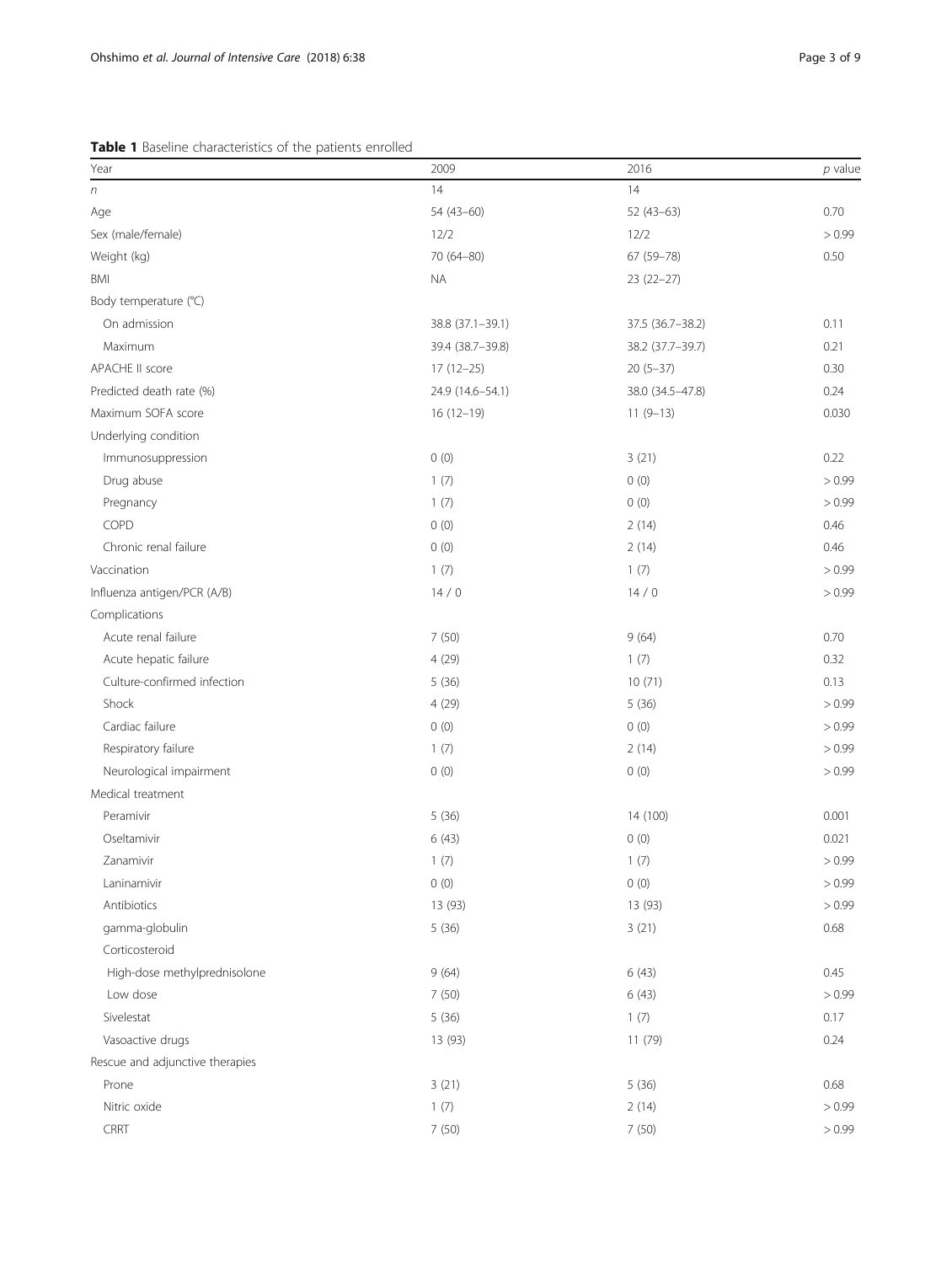**Table 1** Baseline characteristics of the patients enrolled

| Year | 2009 | 2016 | *p* value |
|---|---|---|---|
| *n* | 14 | 14 | |
| Age | 54 (43–60) | 52 (43–63) | 0.70 |
| Sex (male/female) | 12/2 | 12/2 | > 0.99 |
| Weight (kg) | 70 (64–80) | 67 (59–78) | 0.50 |
| BMI | NA | 23 (22–27) | |
| Body temperature (°C) | | | |
| On admission | 38.8 (37.1–39.1) | 37.5 (36.7–38.2) | 0.11 |
| Maximum | 39.4 (38.7–39.8) | 38.2 (37.7–39.7) | 0.21 |
| APACHE II score | 17 (12–25) | 20 (5–37) | 0.30 |
| Predicted death rate (%) | 24.9 (14.6–54.1) | 38.0 (34.5–47.8) | 0.24 |
| Maximum SOFA score | 16 (12–19) | 11 (9–13) | 0.030 |
| Underlying condition | | | |
| Immunosuppression | 0 (0) | 3 (21) | 0.22 |
| Drug abuse | 1 (7) | 0 (0) | > 0.99 |
| Pregnancy | 1 (7) | 0 (0) | > 0.99 |
| COPD | 0 (0) | 2 (14) | 0.46 |
| Chronic renal failure | 0 (0) | 2 (14) | 0.46 |
| Vaccination | 1 (7) | 1 (7) | > 0.99 |
| Influenza antigen/PCR (A/B) | 14 / 0 | 14 / 0 | > 0.99 |
| Complications | | | |
| Acute renal failure | 7 (50) | 9 (64) | 0.70 |
| Acute hepatic failure | 4 (29) | 1 (7) | 0.32 |
| Culture-confirmed infection | 5 (36) | 10 (71) | 0.13 |
| Shock | 4 (29) | 5 (36) | > 0.99 |
| Cardiac failure | 0 (0) | 0 (0) | > 0.99 |
| Respiratory failure | 1 (7) | 2 (14) | > 0.99 |
| Neurological impairment | 0 (0) | 0 (0) | > 0.99 |
| Medical treatment | | | |
| Peramivir | 5 (36) | 14 (100) | 0.001 |
| Oseltamivir | 6 (43) | 0 (0) | 0.021 |
| Zanamivir | 1 (7) | 1 (7) | > 0.99 |
| Laninamivir | 0 (0) | 0 (0) | > 0.99 |
| Antibiotics | 13 (93) | 13 (93) | > 0.99 |
| gamma-globulin | 5 (36) | 3 (21) | 0.68 |
| Corticosteroid | | | |
| High-dose methylprednisolone | 9 (64) | 6 (43) | 0.45 |
| Low dose | 7 (50) | 6 (43) | > 0.99 |
| Sivelestat | 5 (36) | 1 (7) | 0.17 |
| Vasoactive drugs | 13 (93) | 11 (79) | 0.24 |
| Rescue and adjunctive therapies | | | |
| Prone | 3 (21) | 5 (36) | 0.68 |
| Nitric oxide | 1 (7) | 2 (14) | > 0.99 |
| CRRT | 7 (50) | 7 (50) | > 0.99 |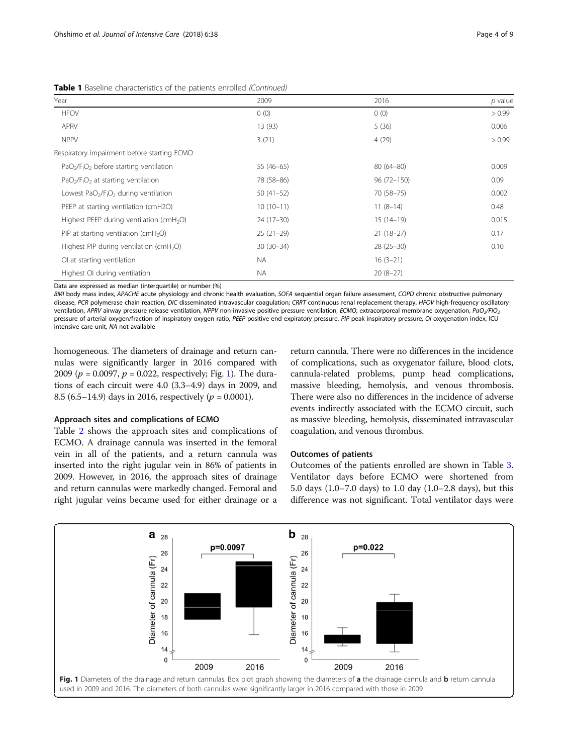**Table 1** Baseline characteristics of the patients enrolled *(Continued)*

| Year | 2009 | 2016 | *p* value |
|---|---|---|---|
| HFOV | 0 (0) | 0 (0) | > 0.99 |
| APRV | 13 (93) | 5 (36) | 0.006 |
| NPPV | 3 (21) | 4 (29) | > 0.99 |
| Respiratory impairment before starting ECMO | | | |
| $PaO_2/F_IO_2$ before starting ventilation | 55 (46–65) | 80 (64–80) | 0.009 |
| $PaO_2/F_IO_2$ at starting ventilation | 78 (58–86) | 96 (72–150) | 0.09 |
| Lowest $PaO_2/F_IO_2$ during ventilation | 50 (41–52) | 70 (58–75) | 0.002 |
| PEEP at starting ventilation (cmH2O) | 10 (10–11) | 11 (8–14) | 0.48 |
| Highest PEEP during ventilation ($cmH_2O$) | 24 (17–30) | 15 (14–19) | 0.015 |
| PIP at starting ventilation ($cmH_2O$) | 25 (21–29) | 21 (18–27) | 0.17 |
| Highest PIP during ventilation ($cmH_2O$) | 30 (30–34) | 28 (25–30) | 0.10 |
| OI at starting ventilation | NA | 16 (3–21) | |
| Highest OI during ventilation | NA | 20 (8–27) | |

Data are expressed as median (interquartile) or number (%)

*BMI* body mass index, *APACHE* acute physiology and chronic health evaluation, *SOFA* sequential organ failure assessment, *COPD* chronic obstructive pulmonary disease, *PCR* polymerase chain reaction, *DIC* disseminated intravascular coagulation; *CRRT* continuous renal replacement therapy, *HFOV* high-frequency oscillatory ventilation, *APRV* airway pressure release ventilation, *NPPV* non-invasive positive pressure ventilation, *ECMO*, extracorporeal membrane oxygenation, *$PaO_2/FIO_2$* pressure of arterial oxygen/fraction of inspiratory oxygen ratio, *PEEP* positive end-expiratory pressure, *PIP* peak inspiratory pressure, *OI* oxygenation index, ICU intensive care unit, *NA* not available

homogeneous. The diameters of drainage and return cannulas were significantly larger in 2016 compared with 2009 ($p = 0.0097$, $p = 0.022$, respectively; Fig. 1). The durations of each circuit were 4.0 (3.3–4.9) days in 2009, and 8.5 (6.5–14.9) days in 2016, respectively ($p = 0.0001$).

### Approach sites and complications of ECMO

Table 2 shows the approach sites and complications of ECMO. A drainage cannula was inserted in the femoral vein in all of the patients, and a return cannula was inserted into the right jugular vein in 86% of patients in 2009. However, in 2016, the approach sites of drainage and return cannulas were markedly changed. Femoral and right jugular veins became used for either drainage or a return cannula. There were no differences in the incidence of complications, such as oxygenator failure, blood clots, cannula-related problems, pump head complications, massive bleeding, hemolysis, and venous thrombosis. There were also no differences in the incidence of adverse events indirectly associated with the ECMO circuit, such as massive bleeding, hemolysis, disseminated intravascular coagulation, and venous thrombus.

### Outcomes of patients

Outcomes of the patients enrolled are shown in Table 3. Ventilator days before ECMO were shortened from 5.0 days (1.0–7.0 days) to 1.0 day (1.0–2.8 days), but this difference was not significant. Total ventilator days were

**Fig. 1** Diameters of the drainage and return cannulas. Box plot graph showing the diameters of **a** the drainage cannula and **b** return cannula used in 2009 and 2016. The diameters of both cannulas were significantly larger in 2016 compared with those in 2009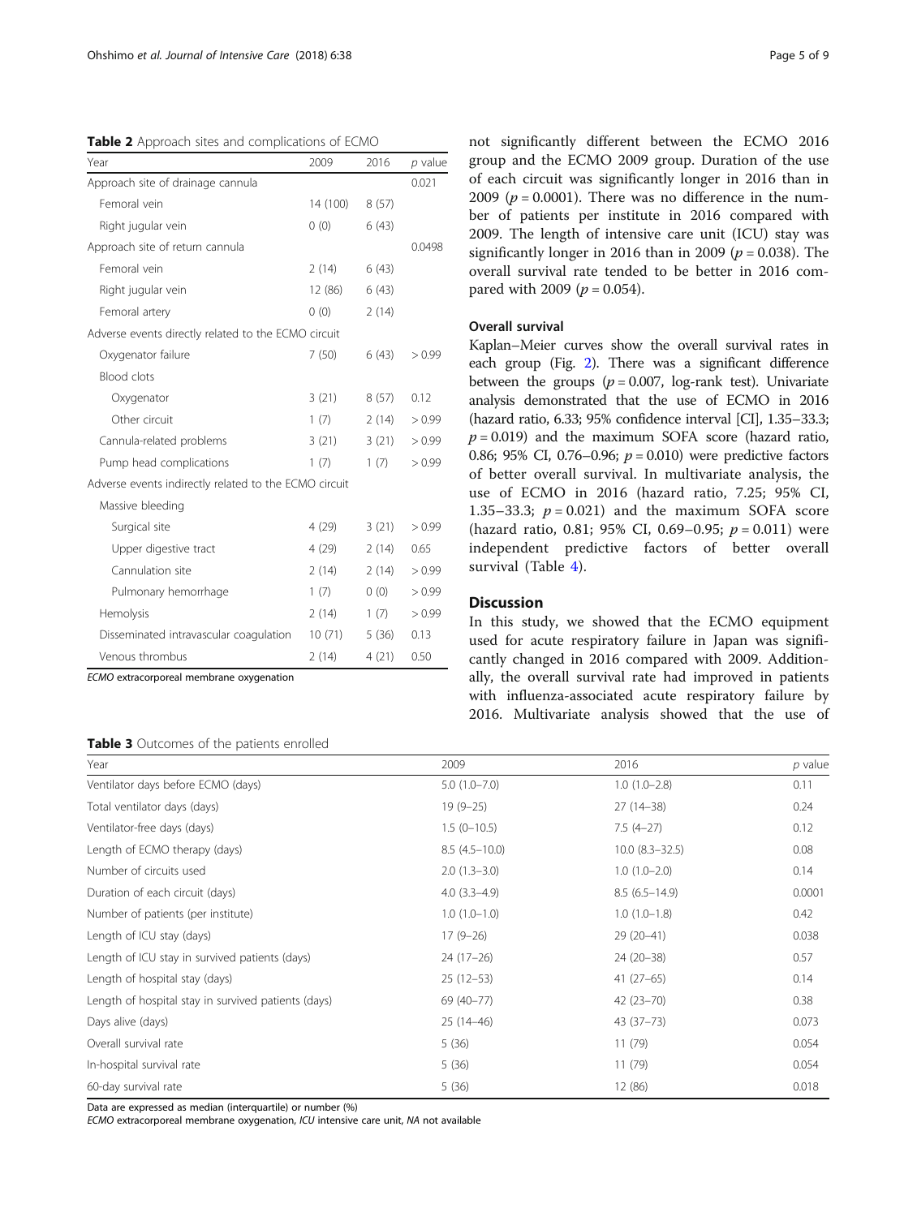**Table 2** Approach sites and complications of ECMO

| Year | 2009 | 2016 | *p* value |
|---|---|---|---|
| Approach site of drainage cannula | | | 0.021 |
| Femoral vein | 14 (100) | 8 (57) | |
| Right jugular vein | 0 (0) | 6 (43) | |
| Approach site of return cannula | | | 0.0498 |
| Femoral vein | 2 (14) | 6 (43) | |
| Right jugular vein | 12 (86) | 6 (43) | |
| Femoral artery | 0 (0) | 2 (14) | |
| Adverse events directly related to the ECMO circuit | | | |
| Oxygenator failure | 7 (50) | 6 (43) | > 0.99 |
| Blood clots | | | |
| Oxygenator | 3 (21) | 8 (57) | 0.12 |
| Other circuit | 1 (7) | 2 (14) | > 0.99 |
| Cannula-related problems | 3 (21) | 3 (21) | > 0.99 |
| Pump head complications | 1 (7) | 1 (7) | > 0.99 |
| Adverse events indirectly related to the ECMO circuit | | | |
| Massive bleeding | | | |
| Surgical site | 4 (29) | 3 (21) | > 0.99 |
| Upper digestive tract | 4 (29) | 2 (14) | 0.65 |
| Cannulation site | 2 (14) | 2 (14) | > 0.99 |
| Pulmonary hemorrhage | 1 (7) | 0 (0) | > 0.99 |
| Hemolysis | 2 (14) | 1 (7) | > 0.99 |
| Disseminated intravascular coagulation | 10 (71) | 5 (36) | 0.13 |
| Venous thrombus | 2 (14) | 4 (21) | 0.50 |

*ECMO* extracorporeal membrane oxygenation

not significantly different between the ECMO 2016 group and the ECMO 2009 group. Duration of the use of each circuit was significantly longer in 2016 than in 2009 ($p = 0.0001$). There was no difference in the number of patients per institute in 2016 compared with 2009. The length of intensive care unit (ICU) stay was significantly longer in 2016 than in 2009 ($p = 0.038$). The overall survival rate tended to be better in 2016 compared with 2009 ($p = 0.054$).

### Overall survival

Kaplan–Meier curves show the overall survival rates in each group (Fig. 2). There was a significant difference between the groups ($p = 0.007$, log-rank test). Univariate analysis demonstrated that the use of ECMO in 2016 (hazard ratio, 6.33; 95% confidence interval [CI], 1.35–33.3; $p = 0.019$) and the maximum SOFA score (hazard ratio, 0.86; 95% CI, 0.76–0.96; $p = 0.010$) were predictive factors of better overall survival. In multivariate analysis, the use of ECMO in 2016 (hazard ratio, 7.25; 95% CI, 1.35–33.3; $p = 0.021$) and the maximum SOFA score (hazard ratio, 0.81; 95% CI, 0.69–0.95; $p = 0.011$) were independent predictive factors of better overall survival (Table 4).

## Discussion

In this study, we showed that the ECMO equipment used for acute respiratory failure in Japan was significantly changed in 2016 compared with 2009. Additionally, the overall survival rate had improved in patients with influenza-associated acute respiratory failure by 2016. Multivariate analysis showed that the use of

**Table 3** Outcomes of the patients enrolled

| Year | 2009 | 2016 | *p* value |
|---|---|---|---|
| Ventilator days before ECMO (days) | 5.0 (1.0–7.0) | 1.0 (1.0–2.8) | 0.11 |
| Total ventilator days (days) | 19 (9–25) | 27 (14–38) | 0.24 |
| Ventilator-free days (days) | 1.5 (0–10.5) | 7.5 (4–27) | 0.12 |
| Length of ECMO therapy (days) | 8.5 (4.5–10.0) | 10.0 (8.3–32.5) | 0.08 |
| Number of circuits used | 2.0 (1.3–3.0) | 1.0 (1.0–2.0) | 0.14 |
| Duration of each circuit (days) | 4.0 (3.3–4.9) | 8.5 (6.5–14.9) | 0.0001 |
| Number of patients (per institute) | 1.0 (1.0–1.0) | 1.0 (1.0–1.8) | 0.42 |
| Length of ICU stay (days) | 17 (9–26) | 29 (20–41) | 0.038 |
| Length of ICU stay in survived patients (days) | 24 (17–26) | 24 (20–38) | 0.57 |
| Length of hospital stay (days) | 25 (12–53) | 41 (27–65) | 0.14 |
| Length of hospital stay in survived patients (days) | 69 (40–77) | 42 (23–70) | 0.38 |
| Days alive (days) | 25 (14–46) | 43 (37–73) | 0.073 |
| Overall survival rate | 5 (36) | 11 (79) | 0.054 |
| In-hospital survival rate | 5 (36) | 11 (79) | 0.054 |
| 60-day survival rate | 5 (36) | 12 (86) | 0.018 |

Data are expressed as median (interquartile) or number (%)

*ECMO* extracorporeal membrane oxygenation, *ICU* intensive care unit, *NA* not available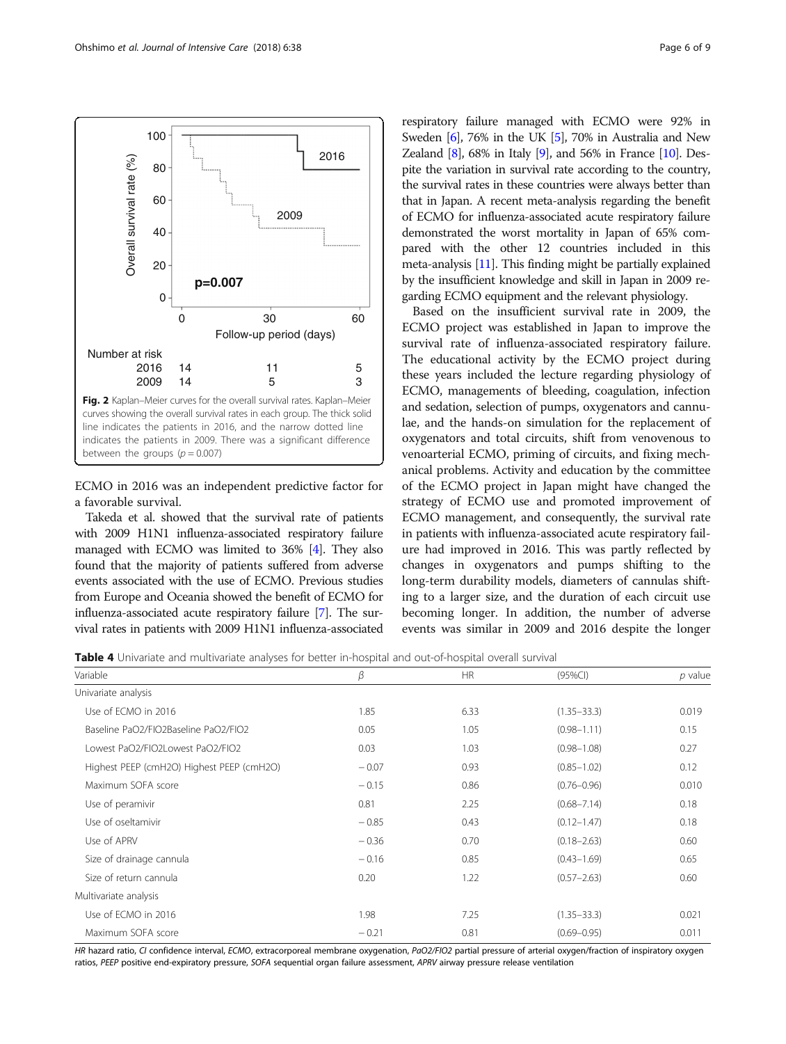Fig. 2 Kaplan–Meier curves for the overall survival rates. Kaplan–Meier curves showing the overall survival rates in each group. The thick solid line indicates the patients in 2016, and the narrow dotted line indicates the patients in 2009. There was a significant difference between the groups ($p = 0.007$)

ECMO in 2016 was an independent predictive factor for a favorable survival.

Takeda et al. showed that the survival rate of patients with 2009 H1N1 influenza-associated respiratory failure managed with ECMO was limited to 36% [4]. They also found that the majority of patients suffered from adverse events associated with the use of ECMO. Previous studies from Europe and Oceania showed the benefit of ECMO for influenza-associated acute respiratory failure [7]. The survival rates in patients with 2009 H1N1 influenza-associated respiratory failure managed with ECMO were 92% in Sweden [6], 76% in the UK [5], 70% in Australia and New Zealand [8], 68% in Italy [9], and 56% in France [10]. Despite the variation in survival rate according to the country, the survival rates in these countries were always better than that in Japan. A recent meta-analysis regarding the benefit of ECMO for influenza-associated acute respiratory failure demonstrated the worst mortality in Japan of 65% compared with the other 12 countries included in this meta-analysis [11]. This finding might be partially explained by the insufficient knowledge and skill in Japan in 2009 regarding ECMO equipment and the relevant physiology.

Based on the insufficient survival rate in 2009, the ECMO project was established in Japan to improve the survival rate of influenza-associated respiratory failure. The educational activity by the ECMO project during these years included the lecture regarding physiology of ECMO, managements of bleeding, coagulation, infection and sedation, selection of pumps, oxygenators and cannulae, and the hands-on simulation for the replacement of oxygenators and total circuits, shift from venovenous to venoarterial ECMO, priming of circuits, and fixing mechanical problems. Activity and education by the committee of the ECMO project in Japan might have changed the strategy of ECMO use and promoted improvement of ECMO management, and consequently, the survival rate in patients with influenza-associated acute respiratory failure had improved in 2016. This was partly reflected by changes in oxygenators and pumps shifting to the long-term durability models, diameters of cannulas shifting to a larger size, and the duration of each circuit use becoming longer. In addition, the number of adverse events was similar in 2009 and 2016 despite the longer

**Table 4** Univariate and multivariate analyses for better in-hospital and out-of-hospital overall survival

| Variable | β | HR | (95%CI) | p value |
|---|---|---|---|---|
| Univariate analysis | | | | |
| Use of ECMO in 2016 | 1.85 | 6.33 | (1.35–33.3) | 0.019 |
| Baseline PaO2/FIO2Baseline PaO2/FIO2 | 0.05 | 1.05 | (0.98–1.11) | 0.15 |
| Lowest PaO2/FIO2Lowest PaO2/FIO2 | 0.03 | 1.03 | (0.98–1.08) | 0.27 |
| Highest PEEP (cmH2O) Highest PEEP (cmH2O) | − 0.07 | 0.93 | (0.85–1.02) | 0.12 |
| Maximum SOFA score | − 0.15 | 0.86 | (0.76–0.96) | 0.010 |
| Use of peramivir | 0.81 | 2.25 | (0.68–7.14) | 0.18 |
| Use of oseltamivir | − 0.85 | 0.43 | (0.12–1.47) | 0.18 |
| Use of APRV | − 0.36 | 0.70 | (0.18–2.63) | 0.60 |
| Size of drainage cannula | − 0.16 | 0.85 | (0.43–1.69) | 0.65 |
| Size of return cannula | 0.20 | 1.22 | (0.57–2.63) | 0.60 |
| Multivariate analysis | | | | |
| Use of ECMO in 2016 | 1.98 | 7.25 | (1.35–33.3) | 0.021 |
| Maximum SOFA score | − 0.21 | 0.81 | (0.69–0.95) | 0.011 |

*HR* hazard ratio, *CI* confidence interval, *ECMO*, extracorporeal membrane oxygenation, *PaO2/FIO2* partial pressure of arterial oxygen/fraction of inspiratory oxygen ratios, *PEEP* positive end-expiratory pressure, *SOFA* sequential organ failure assessment, *APRV* airway pressure release ventilation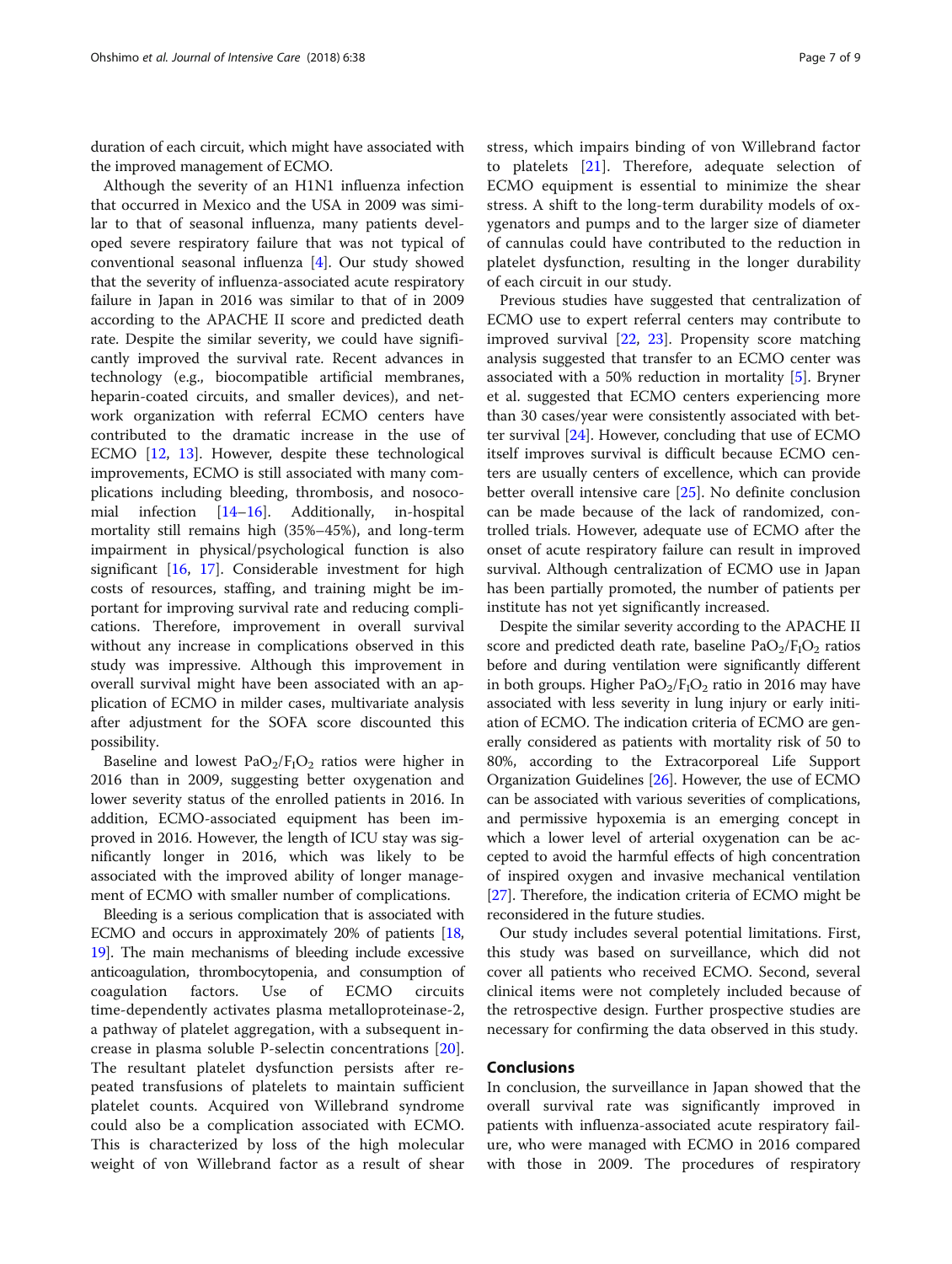duration of each circuit, which might have associated with the improved management of ECMO.

Although the severity of an H1N1 influenza infection that occurred in Mexico and the USA in 2009 was similar to that of seasonal influenza, many patients developed severe respiratory failure that was not typical of conventional seasonal influenza [4]. Our study showed that the severity of influenza-associated acute respiratory failure in Japan in 2016 was similar to that of in 2009 according to the APACHE II score and predicted death rate. Despite the similar severity, we could have significantly improved the survival rate. Recent advances in technology (e.g., biocompatible artificial membranes, heparin-coated circuits, and smaller devices), and network organization with referral ECMO centers have contributed to the dramatic increase in the use of ECMO [12, 13]. However, despite these technological improvements, ECMO is still associated with many complications including bleeding, thrombosis, and nosocomial infection [14–16]. Additionally, in-hospital mortality still remains high (35%–45%), and long-term impairment in physical/psychological function is also significant [16, 17]. Considerable investment for high costs of resources, staffing, and training might be important for improving survival rate and reducing complications. Therefore, improvement in overall survival without any increase in complications observed in this study was impressive. Although this improvement in overall survival might have been associated with an application of ECMO in milder cases, multivariate analysis after adjustment for the SOFA score discounted this possibility.

Baseline and lowest $PaO_2/F_IO_2$ ratios were higher in 2016 than in 2009, suggesting better oxygenation and lower severity status of the enrolled patients in 2016. In addition, ECMO-associated equipment has been improved in 2016. However, the length of ICU stay was significantly longer in 2016, which was likely to be associated with the improved ability of longer management of ECMO with smaller number of complications.

Bleeding is a serious complication that is associated with ECMO and occurs in approximately 20% of patients [18, 19]. The main mechanisms of bleeding include excessive anticoagulation, thrombocytopenia, and consumption of coagulation factors. Use of ECMO circuits time-dependently activates plasma metalloproteinase-2, a pathway of platelet aggregation, with a subsequent increase in plasma soluble P-selectin concentrations [20]. The resultant platelet dysfunction persists after repeated transfusions of platelets to maintain sufficient platelet counts. Acquired von Willebrand syndrome could also be a complication associated with ECMO. This is characterized by loss of the high molecular weight of von Willebrand factor as a result of shear stress, which impairs binding of von Willebrand factor to platelets [21]. Therefore, adequate selection of ECMO equipment is essential to minimize the shear stress. A shift to the long-term durability models of oxygenators and pumps and to the larger size of diameter of cannulas could have contributed to the reduction in platelet dysfunction, resulting in the longer durability of each circuit in our study.

Previous studies have suggested that centralization of ECMO use to expert referral centers may contribute to improved survival [22, 23]. Propensity score matching analysis suggested that transfer to an ECMO center was associated with a 50% reduction in mortality [5]. Bryner et al. suggested that ECMO centers experiencing more than 30 cases/year were consistently associated with better survival [24]. However, concluding that use of ECMO itself improves survival is difficult because ECMO centers are usually centers of excellence, which can provide better overall intensive care [25]. No definite conclusion can be made because of the lack of randomized, controlled trials. However, adequate use of ECMO after the onset of acute respiratory failure can result in improved survival. Although centralization of ECMO use in Japan has been partially promoted, the number of patients per institute has not yet significantly increased.

Despite the similar severity according to the APACHE II score and predicted death rate, baseline $PaO_2/F_IO_2$ ratios before and during ventilation were significantly different in both groups. Higher $PaO_2/F_IO_2$ ratio in 2016 may have associated with less severity in lung injury or early initiation of ECMO. The indication criteria of ECMO are generally considered as patients with mortality risk of 50 to 80%, according to the Extracorporeal Life Support Organization Guidelines [26]. However, the use of ECMO can be associated with various severities of complications, and permissive hypoxemia is an emerging concept in which a lower level of arterial oxygenation can be accepted to avoid the harmful effects of high concentration of inspired oxygen and invasive mechanical ventilation [27]. Therefore, the indication criteria of ECMO might be reconsidered in the future studies.

Our study includes several potential limitations. First, this study was based on surveillance, which did not cover all patients who received ECMO. Second, several clinical items were not completely included because of the retrospective design. Further prospective studies are necessary for confirming the data observed in this study.

## Conclusions

In conclusion, the surveillance in Japan showed that the overall survival rate was significantly improved in patients with influenza-associated acute respiratory failure, who were managed with ECMO in 2016 compared with those in 2009. The procedures of respiratory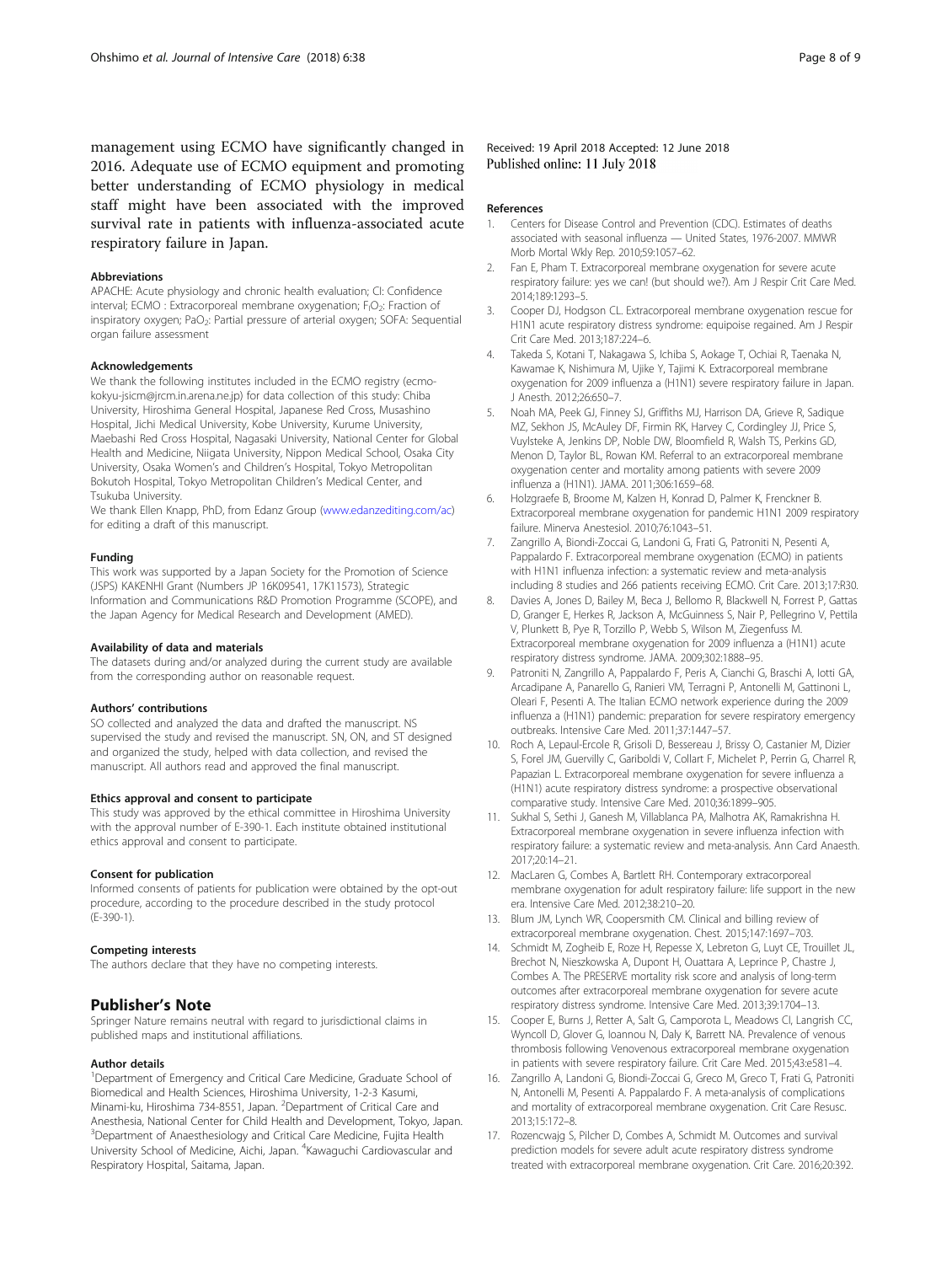management using ECMO have significantly changed in 2016. Adequate use of ECMO equipment and promoting better understanding of ECMO physiology in medical staff might have been associated with the improved survival rate in patients with influenza-associated acute respiratory failure in Japan.

#### Abbreviations

APACHE: Acute physiology and chronic health evaluation; CI: Confidence interval; ECMO : Extracorporeal membrane oxygenation; $F_IO_2$: Fraction of inspiratory oxygen; $PaO_2$: Partial pressure of arterial oxygen; SOFA: Sequential organ failure assessment

#### Acknowledgements

We thank the following institutes included in the ECMO registry (ecmo-kokyu-jsicm@jrcm.in.arena.ne.jp) for data collection of this study: Chiba University, Hiroshima General Hospital, Japanese Red Cross, Musashino Hospital, Jichi Medical University, Kobe University, Kurume University, Maebashi Red Cross Hospital, Nagasaki University, National Center for Global Health and Medicine, Niigata University, Nippon Medical School, Osaka City University, Osaka Women's and Children's Hospital, Tokyo Metropolitan Bokutoh Hospital, Tokyo Metropolitan Children's Medical Center, and Tsukuba University.

We thank Ellen Knapp, PhD, from Edanz Group (www.edanzediting.com/ac) for editing a draft of this manuscript.

#### Funding

This work was supported by a Japan Society for the Promotion of Science (JSPS) KAKENHI Grant (Numbers JP 16K09541, 17K11573), Strategic Information and Communications R&D Promotion Programme (SCOPE), and the Japan Agency for Medical Research and Development (AMED).

#### Availability of data and materials

The datasets during and/or analyzed during the current study are available from the corresponding author on reasonable request.

#### Authors' contributions

SO collected and analyzed the data and drafted the manuscript. NS supervised the study and revised the manuscript. SN, ON, and ST designed and organized the study, helped with data collection, and revised the manuscript. All authors read and approved the final manuscript.

#### Ethics approval and consent to participate

This study was approved by the ethical committee in Hiroshima University with the approval number of E-390-1. Each institute obtained institutional ethics approval and consent to participate.

#### Consent for publication

Informed consents of patients for publication were obtained by the opt-out procedure, according to the procedure described in the study protocol (E-390-1).

#### Competing interests

The authors declare that they have no competing interests.

## Publisher's Note

Springer Nature remains neutral with regard to jurisdictional claims in published maps and institutional affiliations.

#### Author details

[1]Department of Emergency and Critical Care Medicine, Graduate School of Biomedical and Health Sciences, Hiroshima University, 1-2-3 Kasumi, Minami-ku, Hiroshima 734-8551, Japan. [2]Department of Critical Care and Anesthesia, National Center for Child Health and Development, Tokyo, Japan. [3]Department of Anaesthesiology and Critical Care Medicine, Fujita Health University School of Medicine, Aichi, Japan. [4]Kawaguchi Cardiovascular and Respiratory Hospital, Saitama, Japan.

Received: 19 April 2018 Accepted: 12 June 2018
Published online: 11 July 2018

#### References

1. Centers for Disease Control and Prevention (CDC). Estimates of deaths associated with seasonal influenza — United States, 1976-2007. MMWR Morb Mortal Wkly Rep. 2010;59:1057–62.
2. Fan E, Pham T. Extracorporeal membrane oxygenation for severe acute respiratory failure: yes we can! (but should we?). Am J Respir Crit Care Med. 2014;189:1293–5.
3. Cooper DJ, Hodgson CL. Extracorporeal membrane oxygenation rescue for H1N1 acute respiratory distress syndrome: equipoise regained. Am J Respir Crit Care Med. 2013;187:224–6.
4. Takeda S, Kotani T, Nakagawa S, Ichiba S, Aokage T, Ochiai R, Taenaka N, Kawamae K, Nishimura M, Ujike Y, Tajimi K. Extracorporeal membrane oxygenation for 2009 influenza a (H1N1) severe respiratory failure in Japan. J Anesth. 2012;26:650–7.
5. Noah MA, Peek GJ, Finney SJ, Griffiths MJ, Harrison DA, Grieve R, Sadique MZ, Sekhon JS, McAuley DF, Firmin RK, Harvey C, Cordingley JJ, Price S, Vuylsteke A, Jenkins DP, Noble DW, Bloomfield R, Walsh TS, Perkins GD, Menon D, Taylor BL, Rowan KM. Referral to an extracorporeal membrane oxygenation center and mortality among patients with severe 2009 influenza a (H1N1). JAMA. 2011;306:1659–68.
6. Holzgraefe B, Broome M, Kalzen H, Konrad D, Palmer K, Frenckner B. Extracorporeal membrane oxygenation for pandemic H1N1 2009 respiratory failure. Minerva Anestesiol. 2010;76:1043–51.
7. Zangrillo A, Biondi-Zoccai G, Landoni G, Frati G, Patroniti N, Pesenti A, Pappalardo F. Extracorporeal membrane oxygenation (ECMO) in patients with H1N1 influenza infection: a systematic review and meta-analysis including 8 studies and 266 patients receiving ECMO. Crit Care. 2013;17:R30.
8. Davies A, Jones D, Bailey M, Beca J, Bellomo R, Blackwell N, Forrest P, Gattas D, Granger E, Herkes R, Jackson A, McGuinness S, Nair P, Pellegrino V, Pettila V, Plunkett B, Pye R, Torzillo P, Webb S, Wilson M, Ziegenfuss M. Extracorporeal membrane oxygenation for 2009 influenza a (H1N1) acute respiratory distress syndrome. JAMA. 2009;302:1888–95.
9. Patroniti N, Zangrillo A, Pappalardo F, Peris A, Cianchi G, Braschi A, Iotti GA, Arcadipane A, Panarello G, Ranieri VM, Terragni P, Antonelli M, Gattinoni L, Oleari F, Pesenti A. The Italian ECMO network experience during the 2009 influenza a (H1N1) pandemic: preparation for severe respiratory emergency outbreaks. Intensive Care Med. 2011;37:1447–57.
10. Roch A, Lepaul-Ercole R, Grisoli D, Bessereau J, Brissy O, Castanier M, Dizier S, Forel JM, Guervilly C, Gariboldi V, Collart F, Michelet P, Perrin G, Charrel R, Papazian L. Extracorporeal membrane oxygenation for severe influenza a (H1N1) acute respiratory distress syndrome: a prospective observational comparative study. Intensive Care Med. 2010;36:1899–905.
11. Sukhal S, Sethi J, Ganesh M, Villablanca PA, Malhotra AK, Ramakrishna H. Extracorporeal membrane oxygenation in severe influenza infection with respiratory failure: a systematic review and meta-analysis. Ann Card Anaesth. 2017;20:14–21.
12. MacLaren G, Combes A, Bartlett RH. Contemporary extracorporeal membrane oxygenation for adult respiratory failure: life support in the new era. Intensive Care Med. 2012;38:210–20.
13. Blum JM, Lynch WR, Coopersmith CM. Clinical and billing review of extracorporeal membrane oxygenation. Chest. 2015;147:1697–703.
14. Schmidt M, Zogheib E, Roze H, Repesse X, Lebreton G, Luyt CE, Trouillet JL, Brechot N, Nieszkowska A, Dupont H, Ouattara A, Leprince P, Chastre J, Combes A. The PRESERVE mortality risk score and analysis of long-term outcomes after extracorporeal membrane oxygenation for severe acute respiratory distress syndrome. Intensive Care Med. 2013;39:1704–13.
15. Cooper E, Burns J, Retter A, Salt G, Camporota L, Meadows CI, Langrish CC, Wyncoll D, Glover G, Ioannou N, Daly K, Barrett NA. Prevalence of venous thrombosis following Venovenous extracorporeal membrane oxygenation in patients with severe respiratory failure. Crit Care Med. 2015;43:e581–4.
16. Zangrillo A, Landoni G, Biondi-Zoccai G, Greco M, Greco T, Frati G, Patroniti N, Antonelli M, Pesenti A, Pappalardo F. A meta-analysis of complications and mortality of extracorporeal membrane oxygenation. Crit Care Resusc. 2013;15:172–8.
17. Rozencwajg S, Pilcher D, Combes A, Schmidt M. Outcomes and survival prediction models for severe adult acute respiratory distress syndrome treated with extracorporeal membrane oxygenation. Crit Care. 2016;20:392.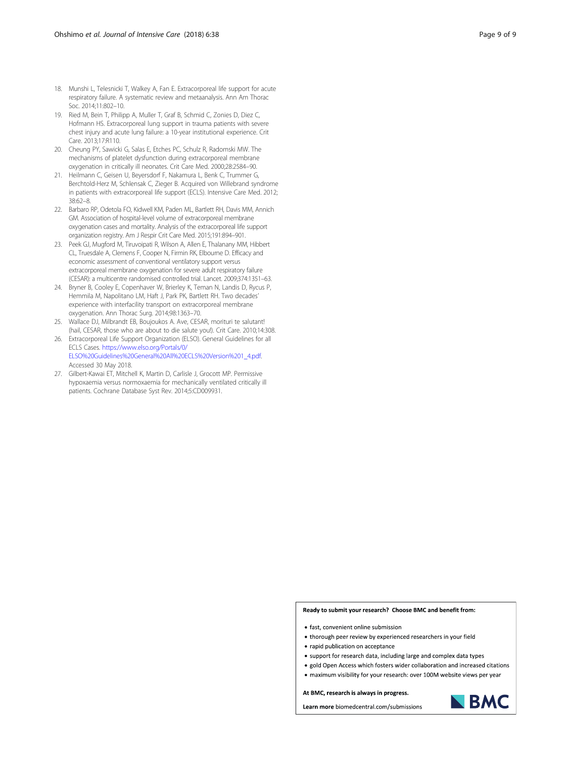18. Munshi L, Telesnicki T, Walkey A, Fan E. Extracorporeal life support for acute respiratory failure. A systematic review and metaanalysis. Ann Am Thorac Soc. 2014;11:802–10.
19. Ried M, Bein T, Philipp A, Muller T, Graf B, Schmid C, Zonies D, Diez C, Hofmann HS. Extracorporeal lung support in trauma patients with severe chest injury and acute lung failure: a 10-year institutional experience. Crit Care. 2013;17:R110.
20. Cheung PY, Sawicki G, Salas E, Etches PC, Schulz R, Radomski MW. The mechanisms of platelet dysfunction during extracorporeal membrane oxygenation in critically ill neonates. Crit Care Med. 2000;28:2584–90.
21. Heilmann C, Geisen U, Beyersdorf F, Nakamura L, Benk C, Trummer G, Berchtold-Herz M, Schlensak C, Zieger B. Acquired von Willebrand syndrome in patients with extracorporeal life support (ECLS). Intensive Care Med. 2012;38:62–8.
22. Barbaro RP, Odetola FO, Kidwell KM, Paden ML, Bartlett RH, Davis MM, Annich GM. Association of hospital-level volume of extracorporeal membrane oxygenation cases and mortality. Analysis of the extracorporeal life support organization registry. Am J Respir Crit Care Med. 2015;191:894–901.
23. Peek GJ, Mugford M, Tiruvoipati R, Wilson A, Allen E, Thalanany MM, Hibbert CL, Truesdale A, Clemens F, Cooper N, Firmin RK, Elbourne D. Efficacy and economic assessment of conventional ventilatory support versus extracorporeal membrane oxygenation for severe adult respiratory failure (CESAR): a multicentre randomised controlled trial. Lancet. 2009;374:1351–63.
24. Bryner B, Cooley E, Copenhaver W, Brierley K, Teman N, Landis D, Rycus P, Hemmila M, Napolitano LM, Haft J, Park PK, Bartlett RH. Two decades' experience with interfacility transport on extracorporeal membrane oxygenation. Ann Thorac Surg. 2014;98:1363–70.
25. Wallace DJ, Milbrandt EB, Boujoukos A. Ave, CESAR, morituri te salutant! (hail, CESAR, those who are about to die salute you!). Crit Care. 2010;14:308.
26. Extracorporeal Life Support Organization (ELSO). General Guidelines for all ECLS Cases. https://www.elso.org/Portals/0/ELSO%20Guidelines%20General%20All%20ECLS%20Version%201_4.pdf. Accessed 30 May 2018.
27. Gilbert-Kawai ET, Mitchell K, Martin D, Carlisle J, Grocott MP. Permissive hypoxaemia versus normoxaemia for mechanically ventilated critically ill patients. Cochrane Database Syst Rev. 2014;5:CD009931.

**Ready to submit your research? Choose BMC and benefit from:**

- fast, convenient online submission
- thorough peer review by experienced researchers in your field
- rapid publication on acceptance
- support for research data, including large and complex data types
- gold Open Access which fosters wider collaboration and increased citations
- maximum visibility for your research: over 100M website views per year

**At BMC, research is always in progress.**

**Learn more** biomedcentral.com/submissions

BMC